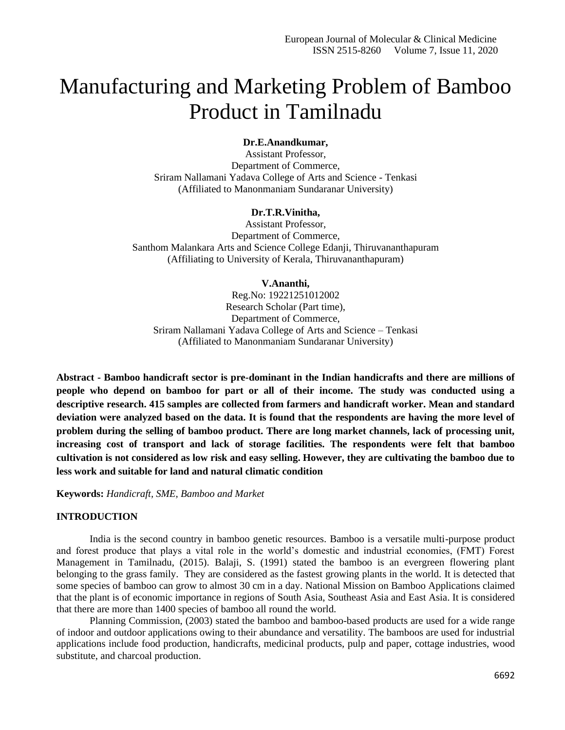# Manufacturing and Marketing Problem of Bamboo Product in Tamilnadu

**Dr.E.Anandkumar,**
Assistant Professor,
Department of Commerce,
Sriram Nallamani Yadava College of Arts and Science - Tenkasi
(Affiliated to Manonmaniam Sundaranar University)

**Dr.T.R.Vinitha,**
Assistant Professor,
Department of Commerce,
Santhom Malankara Arts and Science College Edanji, Thiruvananthapuram
(Affiliating to University of Kerala, Thiruvananthapuram)

**V.Ananthi,**
Reg.No: 19221251012002
Research Scholar (Part time),
Department of Commerce,
Sriram Nallamani Yadava College of Arts and Science – Tenkasi
(Affiliated to Manonmaniam Sundaranar University)

**Abstract - Bamboo handicraft sector is pre-dominant in the Indian handicrafts and there are millions of people who depend on bamboo for part or all of their income. The study was conducted using a descriptive research. 415 samples are collected from farmers and handicraft worker. Mean and standard deviation were analyzed based on the data. It is found that the respondents are having the more level of problem during the selling of bamboo product. There are long market channels, lack of processing unit, increasing cost of transport and lack of storage facilities. The respondents were felt that bamboo cultivation is not considered as low risk and easy selling. However, they are cultivating the bamboo due to less work and suitable for land and natural climatic condition**

**Keywords:** *Handicraft, SME, Bamboo and Market*

## INTRODUCTION

India is the second country in bamboo genetic resources. Bamboo is a versatile multi-purpose product and forest produce that plays a vital role in the world's domestic and industrial economies, (FMT) Forest Management in Tamilnadu, (2015). Balaji, S. (1991) stated the bamboo is an evergreen flowering plant belonging to the grass family. They are considered as the fastest growing plants in the world. It is detected that some species of bamboo can grow to almost 30 cm in a day. National Mission on Bamboo Applications claimed that the plant is of economic importance in regions of South Asia, Southeast Asia and East Asia. It is considered that there are more than 1400 species of bamboo all round the world.

Planning Commission, (2003) stated the bamboo and bamboo-based products are used for a wide range of indoor and outdoor applications owing to their abundance and versatility. The bamboos are used for industrial applications include food production, handicrafts, medicinal products, pulp and paper, cottage industries, wood substitute, and charcoal production.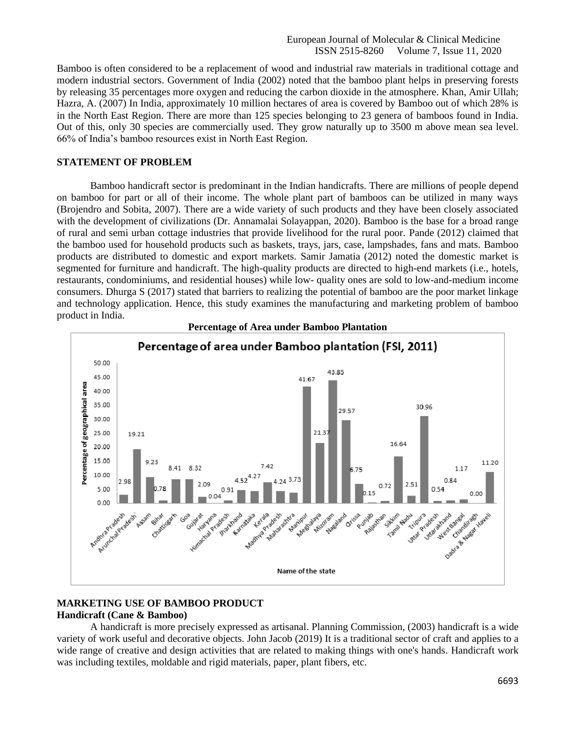Bamboo is often considered to be a replacement of wood and industrial raw materials in traditional cottage and modern industrial sectors. Government of India (2002) noted that the bamboo plant helps in preserving forests by releasing 35 percentages more oxygen and reducing the carbon dioxide in the atmosphere. Khan, Amir Ullah; Hazra, A. (2007) In India, approximately 10 million hectares of area is covered by Bamboo out of which 28% is in the North East Region. There are more than 125 species belonging to 23 genera of bamboos found in India. Out of this, only 30 species are commercially used. They grow naturally up to 3500 m above mean sea level. 66% of India's bamboo resources exist in North East Region.

## STATEMENT OF PROBLEM

Bamboo handicraft sector is predominant in the Indian handicrafts. There are millions of people depend on bamboo for part or all of their income. The whole plant part of bamboos can be utilized in many ways (Brojendro and Sobita, 2007). There are a wide variety of such products and they have been closely associated with the development of civilizations (Dr. Annamalai Solayappan, 2020). Bamboo is the base for a broad range of rural and semi urban cottage industries that provide livelihood for the rural poor. Pande (2012) claimed that the bamboo used for household products such as baskets, trays, jars, case, lampshades, fans and mats. Bamboo products are distributed to domestic and export markets. Samir Jamatia (2012) noted the domestic market is segmented for furniture and handicraft. The high-quality products are directed to high-end markets (i.e., hotels, restaurants, condominiums, and residential houses) while low- quality ones are sold to low-and-medium income consumers. Dhurga S (2017) stated that barriers to realizing the potential of bamboo are the poor market linkage and technology application. Hence, this study examines the manufacturing and marketing problem of bamboo product in India.

**Percentage of Area under Bamboo Plantation**

## MARKETING USE OF BAMBOO PRODUCT

### Handicraft (Cane & Bamboo)

A handicraft is more precisely expressed as artisanal. Planning Commission, (2003) handicraft is a wide variety of work useful and decorative objects. John Jacob (2019) It is a traditional sector of craft and applies to a wide range of creative and design activities that are related to making things with one's hands. Handicraft work was including textiles, moldable and rigid materials, paper, plant fibers, etc.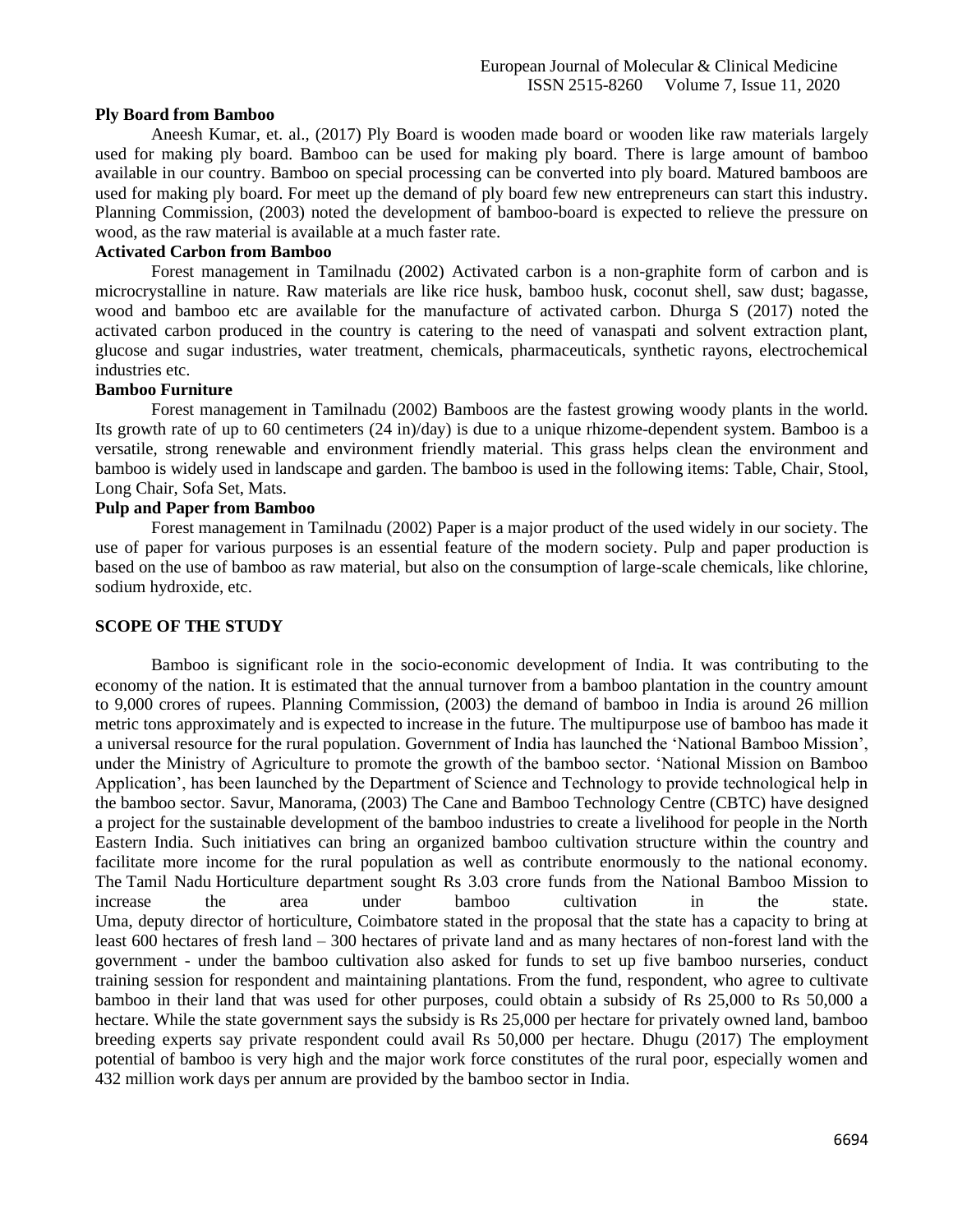## Ply Board from Bamboo

Aneesh Kumar, et. al., (2017) Ply Board is wooden made board or wooden like raw materials largely used for making ply board. Bamboo can be used for making ply board. There is large amount of bamboo available in our country. Bamboo on special processing can be converted into ply board. Matured bamboos are used for making ply board. For meet up the demand of ply board few new entrepreneurs can start this industry. Planning Commission, (2003) noted the development of bamboo-board is expected to relieve the pressure on wood, as the raw material is available at a much faster rate.

## Activated Carbon from Bamboo

Forest management in Tamilnadu (2002) Activated carbon is a non-graphite form of carbon and is microcrystalline in nature. Raw materials are like rice husk, bamboo husk, coconut shell, saw dust; bagasse, wood and bamboo etc are available for the manufacture of activated carbon. Dhurga S (2017) noted the activated carbon produced in the country is catering to the need of vanaspati and solvent extraction plant, glucose and sugar industries, water treatment, chemicals, pharmaceuticals, synthetic rayons, electrochemical industries etc.

## Bamboo Furniture

Forest management in Tamilnadu (2002) Bamboos are the fastest growing woody plants in the world. Its growth rate of up to 60 centimeters (24 in)/day) is due to a unique rhizome-dependent system. Bamboo is a versatile, strong renewable and environment friendly material. This grass helps clean the environment and bamboo is widely used in landscape and garden. The bamboo is used in the following items: Table, Chair, Stool, Long Chair, Sofa Set, Mats.

## Pulp and Paper from Bamboo

Forest management in Tamilnadu (2002) Paper is a major product of the used widely in our society. The use of paper for various purposes is an essential feature of the modern society. Pulp and paper production is based on the use of bamboo as raw material, but also on the consumption of large-scale chemicals, like chlorine, sodium hydroxide, etc.

## SCOPE OF THE STUDY

Bamboo is significant role in the socio-economic development of India. It was contributing to the economy of the nation. It is estimated that the annual turnover from a bamboo plantation in the country amount to 9,000 crores of rupees. Planning Commission, (2003) the demand of bamboo in India is around 26 million metric tons approximately and is expected to increase in the future. The multipurpose use of bamboo has made it a universal resource for the rural population. Government of India has launched the 'National Bamboo Mission', under the Ministry of Agriculture to promote the growth of the bamboo sector. 'National Mission on Bamboo Application', has been launched by the Department of Science and Technology to provide technological help in the bamboo sector. Savur, Manorama, (2003) The Cane and Bamboo Technology Centre (CBTC) have designed a project for the sustainable development of the bamboo industries to create a livelihood for people in the North Eastern India. Such initiatives can bring an organized bamboo cultivation structure within the country and facilitate more income for the rural population as well as contribute enormously to the national economy. The Tamil Nadu Horticulture department sought Rs 3.03 crore funds from the National Bamboo Mission to increase the area under bamboo cultivation in the state. Uma, deputy director of horticulture, Coimbatore stated in the proposal that the state has a capacity to bring at least 600 hectares of fresh land – 300 hectares of private land and as many hectares of non-forest land with the government - under the bamboo cultivation also asked for funds to set up five bamboo nurseries, conduct training session for respondent and maintaining plantations. From the fund, respondent, who agree to cultivate bamboo in their land that was used for other purposes, could obtain a subsidy of Rs 25,000 to Rs 50,000 a hectare. While the state government says the subsidy is Rs 25,000 per hectare for privately owned land, bamboo breeding experts say private respondent could avail Rs 50,000 per hectare. Dhugu (2017) The employment potential of bamboo is very high and the major work force constitutes of the rural poor, especially women and 432 million work days per annum are provided by the bamboo sector in India.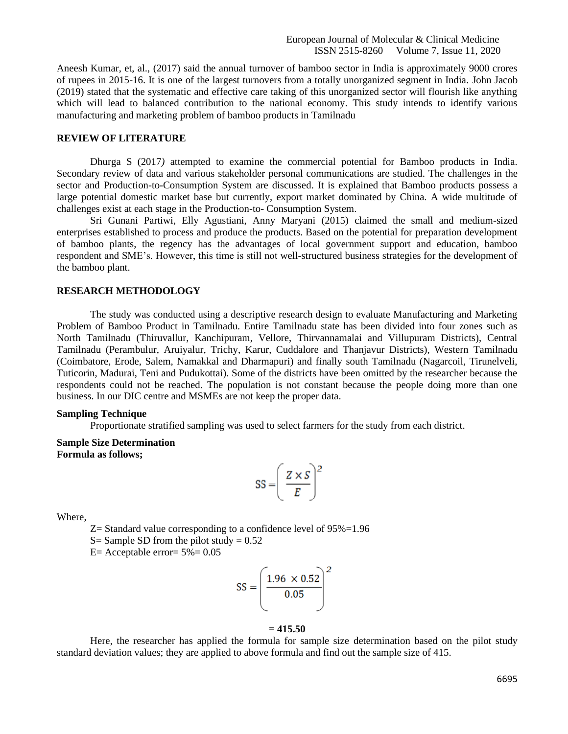Aneesh Kumar, et, al., (2017) said the annual turnover of bamboo sector in India is approximately 9000 crores of rupees in 2015-16. It is one of the largest turnovers from a totally unorganized segment in India. John Jacob (2019) stated that the systematic and effective care taking of this unorganized sector will flourish like anything which will lead to balanced contribution to the national economy. This study intends to identify various manufacturing and marketing problem of bamboo products in Tamilnadu

## REVIEW OF LITERATURE

Dhurga S (2017*)* attempted to examine the commercial potential for Bamboo products in India. Secondary review of data and various stakeholder personal communications are studied. The challenges in the sector and Production-to-Consumption System are discussed. It is explained that Bamboo products possess a large potential domestic market base but currently, export market dominated by China. A wide multitude of challenges exist at each stage in the Production-to- Consumption System.

Sri Gunani Partiwi, Elly Agustiani, Anny Maryani (2015) claimed the small and medium-sized enterprises established to process and produce the products. Based on the potential for preparation development of bamboo plants, the regency has the advantages of local government support and education, bamboo respondent and SME's. However, this time is still not well-structured business strategies for the development of the bamboo plant.

## RESEARCH METHODOLOGY

The study was conducted using a descriptive research design to evaluate Manufacturing and Marketing Problem of Bamboo Product in Tamilnadu. Entire Tamilnadu state has been divided into four zones such as North Tamilnadu (Thiruvallur, Kanchipuram, Vellore, Thirvannamalai and Villupuram Districts), Central Tamilnadu (Perambulur, Aruiyalur, Trichy, Karur, Cuddalore and Thanjavur Districts), Western Tamilnadu (Coimbatore, Erode, Salem, Namakkal and Dharmapuri) and finally south Tamilnadu (Nagarcoil, Tirunelveli, Tuticorin, Madurai, Teni and Pudukottai). Some of the districts have been omitted by the researcher because the respondents could not be reached. The population is not constant because the people doing more than one business. In our DIC centre and MSMEs are not keep the proper data.

### Sampling Technique

Proportionate stratified sampling was used to select farmers for the study from each district.

### Sample Size Determination

**Formula as follows;**

$$SS = \left( \frac{Z \times S}{E} \right)^2$$

Where,

Z= Standard value corresponding to a confidence level of 95%=1.96

S= Sample SD from the pilot study = 0.52

E= Acceptable error= 5%= 0.05

$$SS = \left( \frac{1.96 \times 0.52}{0.05} \right)^2$$

**= 415.50**

Here, the researcher has applied the formula for sample size determination based on the pilot study standard deviation values; they are applied to above formula and find out the sample size of 415.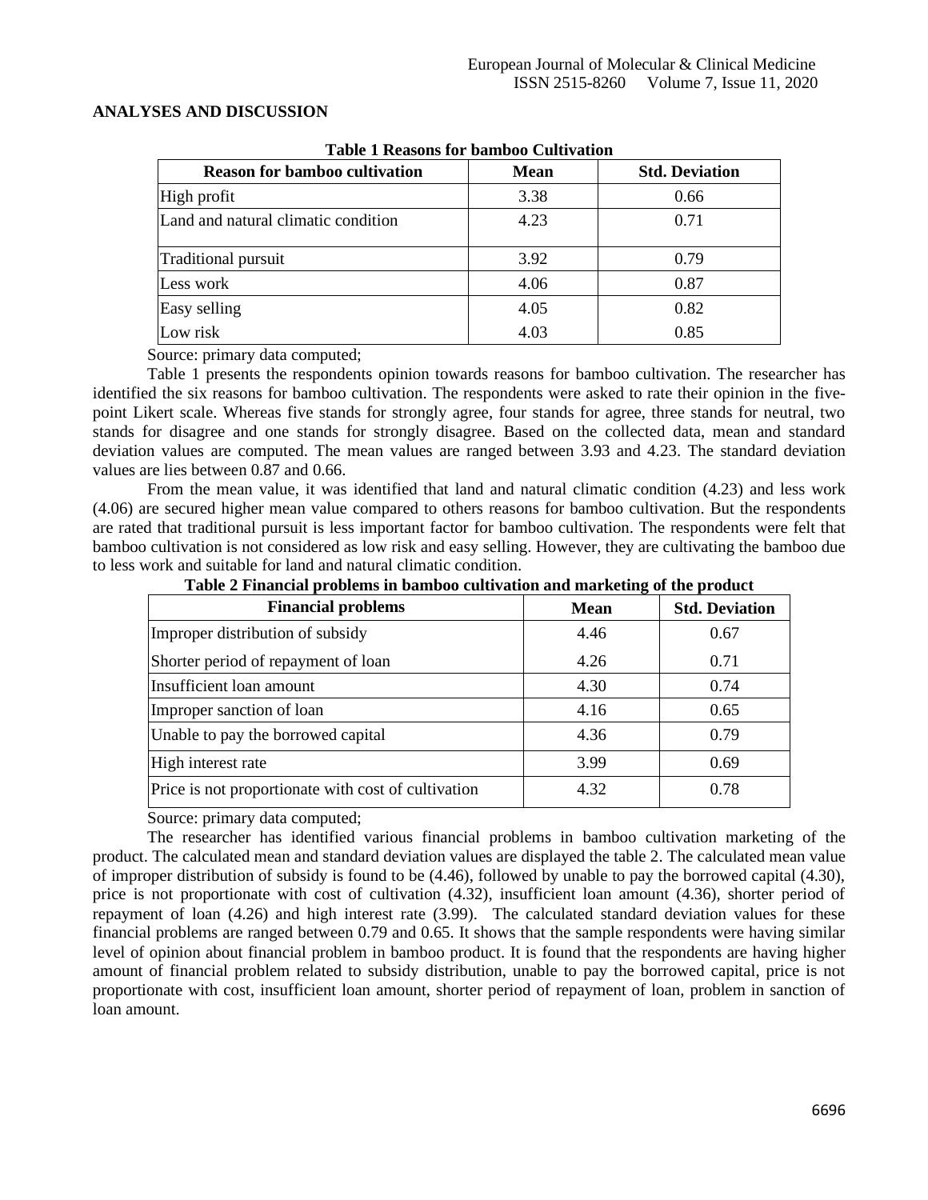## ANALYSES AND DISCUSSION

**Table 1 Reasons for bamboo Cultivation**

| Reason for bamboo cultivation | Mean | Std. Deviation |
|---|---|---|
| High profit | 3.38 | 0.66 |
| Land and natural climatic condition | 4.23 | 0.71 |
| Traditional pursuit | 3.92 | 0.79 |
| Less work | 4.06 | 0.87 |
| Easy selling | 4.05 | 0.82 |
| Low risk | 4.03 | 0.85 |

Source: primary data computed;

Table 1 presents the respondents opinion towards reasons for bamboo cultivation. The researcher has identified the six reasons for bamboo cultivation. The respondents were asked to rate their opinion in the five-point Likert scale. Whereas five stands for strongly agree, four stands for agree, three stands for neutral, two stands for disagree and one stands for strongly disagree. Based on the collected data, mean and standard deviation values are computed. The mean values are ranged between 3.93 and 4.23. The standard deviation values are lies between 0.87 and 0.66.

From the mean value, it was identified that land and natural climatic condition (4.23) and less work (4.06) are secured higher mean value compared to others reasons for bamboo cultivation. But the respondents are rated that traditional pursuit is less important factor for bamboo cultivation. The respondents were felt that bamboo cultivation is not considered as low risk and easy selling. However, they are cultivating the bamboo due to less work and suitable for land and natural climatic condition.

**Table 2 Financial problems in bamboo cultivation and marketing of the product**

| Financial problems | Mean | Std. Deviation |
|---|---|---|
| Improper distribution of subsidy | 4.46 | 0.67 |
| Shorter period of repayment of loan | 4.26 | 0.71 |
| Insufficient loan amount | 4.30 | 0.74 |
| Improper sanction of loan | 4.16 | 0.65 |
| Unable to pay the borrowed capital | 4.36 | 0.79 |
| High interest rate | 3.99 | 0.69 |
| Price is not proportionate with cost of cultivation | 4.32 | 0.78 |

Source: primary data computed;

The researcher has identified various financial problems in bamboo cultivation marketing of the product. The calculated mean and standard deviation values are displayed the table 2. The calculated mean value of improper distribution of subsidy is found to be (4.46), followed by unable to pay the borrowed capital (4.30), price is not proportionate with cost of cultivation (4.32), insufficient loan amount (4.36), shorter period of repayment of loan (4.26) and high interest rate (3.99). The calculated standard deviation values for these financial problems are ranged between 0.79 and 0.65. It shows that the sample respondents were having similar level of opinion about financial problem in bamboo product. It is found that the respondents are having higher amount of financial problem related to subsidy distribution, unable to pay the borrowed capital, price is not proportionate with cost, insufficient loan amount, shorter period of repayment of loan, problem in sanction of loan amount.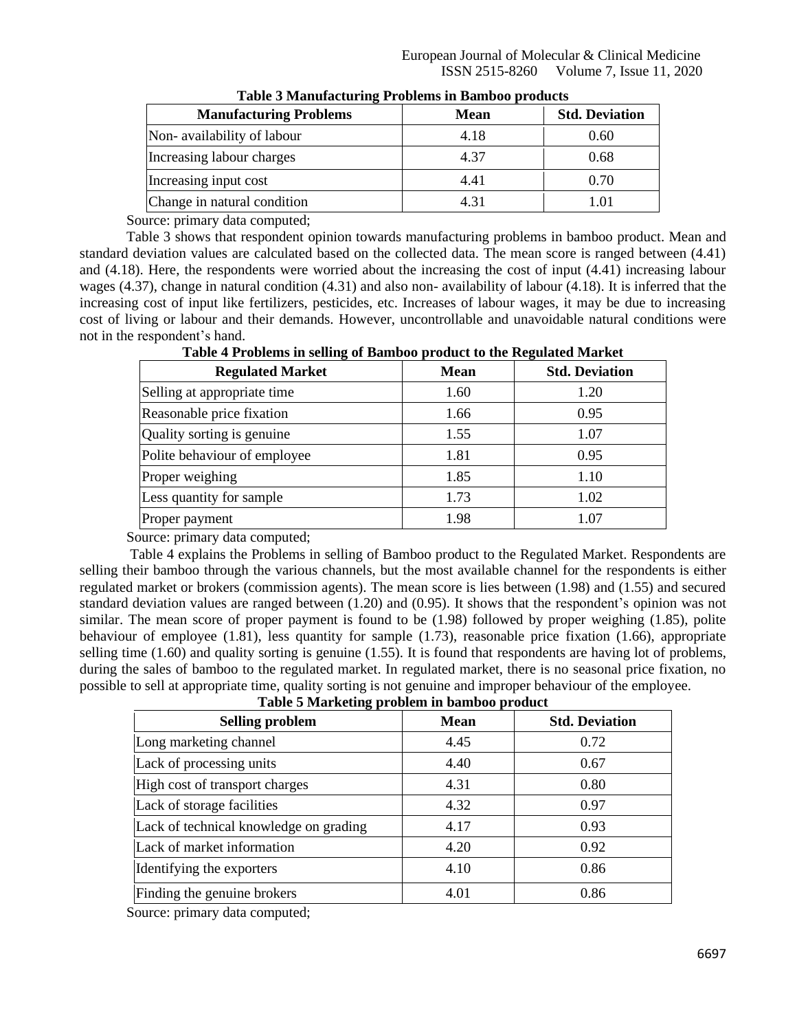**Table 3 Manufacturing Problems in Bamboo products**

| Manufacturing Problems | Mean | Std. Deviation |
|---|---|---|
| Non- availability of labour | 4.18 | 0.60 |
| Increasing labour charges | 4.37 | 0.68 |
| Increasing input cost | 4.41 | 0.70 |
| Change in natural condition | 4.31 | 1.01 |

Source: primary data computed;

Table 3 shows that respondent opinion towards manufacturing problems in bamboo product. Mean and standard deviation values are calculated based on the collected data. The mean score is ranged between (4.41) and (4.18). Here, the respondents were worried about the increasing the cost of input (4.41) increasing labour wages (4.37), change in natural condition (4.31) and also non- availability of labour (4.18). It is inferred that the increasing cost of input like fertilizers, pesticides, etc. Increases of labour wages, it may be due to increasing cost of living or labour and their demands. However, uncontrollable and unavoidable natural conditions were not in the respondent's hand.

**Table 4 Problems in selling of Bamboo product to the Regulated Market**

| Regulated Market | Mean | Std. Deviation |
|---|---|---|
| Selling at appropriate time | 1.60 | 1.20 |
| Reasonable price fixation | 1.66 | 0.95 |
| Quality sorting is genuine | 1.55 | 1.07 |
| Polite behaviour of employee | 1.81 | 0.95 |
| Proper weighing | 1.85 | 1.10 |
| Less quantity for sample | 1.73 | 1.02 |
| Proper payment | 1.98 | 1.07 |

Source: primary data computed;

Table 4 explains the Problems in selling of Bamboo product to the Regulated Market. Respondents are selling their bamboo through the various channels, but the most available channel for the respondents is either regulated market or brokers (commission agents). The mean score is lies between (1.98) and (1.55) and secured standard deviation values are ranged between (1.20) and (0.95). It shows that the respondent's opinion was not similar. The mean score of proper payment is found to be (1.98) followed by proper weighing (1.85), polite behaviour of employee (1.81), less quantity for sample (1.73), reasonable price fixation (1.66), appropriate selling time (1.60) and quality sorting is genuine (1.55). It is found that respondents are having lot of problems, during the sales of bamboo to the regulated market. In regulated market, there is no seasonal price fixation, no possible to sell at appropriate time, quality sorting is not genuine and improper behaviour of the employee.

**Table 5 Marketing problem in bamboo product**

| Selling problem | Mean | Std. Deviation |
|---|---|---|
| Long marketing channel | 4.45 | 0.72 |
| Lack of processing units | 4.40 | 0.67 |
| High cost of transport charges | 4.31 | 0.80 |
| Lack of storage facilities | 4.32 | 0.97 |
| Lack of technical knowledge on grading | 4.17 | 0.93 |
| Lack of market information | 4.20 | 0.92 |
| Identifying the exporters | 4.10 | 0.86 |
| Finding the genuine brokers | 4.01 | 0.86 |

Source: primary data computed;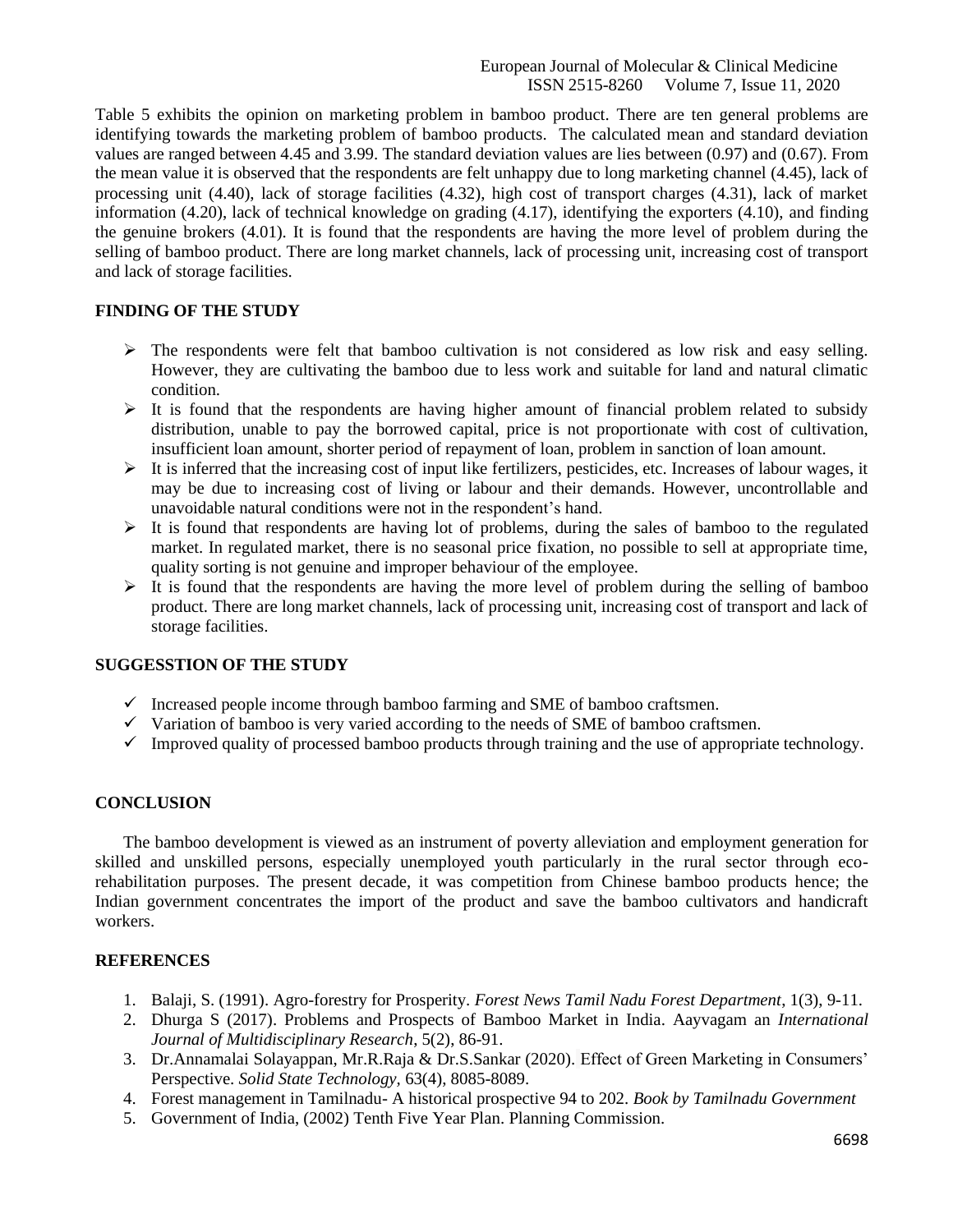Table 5 exhibits the opinion on marketing problem in bamboo product. There are ten general problems are identifying towards the marketing problem of bamboo products. The calculated mean and standard deviation values are ranged between 4.45 and 3.99. The standard deviation values are lies between (0.97) and (0.67). From the mean value it is observed that the respondents are felt unhappy due to long marketing channel (4.45), lack of processing unit (4.40), lack of storage facilities (4.32), high cost of transport charges (4.31), lack of market information (4.20), lack of technical knowledge on grading (4.17), identifying the exporters (4.10), and finding the genuine brokers (4.01). It is found that the respondents are having the more level of problem during the selling of bamboo product. There are long market channels, lack of processing unit, increasing cost of transport and lack of storage facilities.

## FINDING OF THE STUDY

- The respondents were felt that bamboo cultivation is not considered as low risk and easy selling. However, they are cultivating the bamboo due to less work and suitable for land and natural climatic condition.
- It is found that the respondents are having higher amount of financial problem related to subsidy distribution, unable to pay the borrowed capital, price is not proportionate with cost of cultivation, insufficient loan amount, shorter period of repayment of loan, problem in sanction of loan amount.
- It is inferred that the increasing cost of input like fertilizers, pesticides, etc. Increases of labour wages, it may be due to increasing cost of living or labour and their demands. However, uncontrollable and unavoidable natural conditions were not in the respondent's hand.
- It is found that respondents are having lot of problems, during the sales of bamboo to the regulated market. In regulated market, there is no seasonal price fixation, no possible to sell at appropriate time, quality sorting is not genuine and improper behaviour of the employee.
- It is found that the respondents are having the more level of problem during the selling of bamboo product. There are long market channels, lack of processing unit, increasing cost of transport and lack of storage facilities.

## SUGGESSTION OF THE STUDY

- ✓ Increased people income through bamboo farming and SME of bamboo craftsmen.
- ✓ Variation of bamboo is very varied according to the needs of SME of bamboo craftsmen.
- ✓ Improved quality of processed bamboo products through training and the use of appropriate technology.

## CONCLUSION

The bamboo development is viewed as an instrument of poverty alleviation and employment generation for skilled and unskilled persons, especially unemployed youth particularly in the rural sector through eco-rehabilitation purposes. The present decade, it was competition from Chinese bamboo products hence; the Indian government concentrates the import of the product and save the bamboo cultivators and handicraft workers.

## REFERENCES

1. Balaji, S. (1991). Agro-forestry for Prosperity. *Forest News Tamil Nadu Forest Department*, 1(3), 9-11.
2. Dhurga S (2017). Problems and Prospects of Bamboo Market in India. Aayvagam an *International Journal of Multidisciplinary Research*, 5(2), 86-91.
3. Dr.Annamalai Solayappan, Mr.R.Raja & Dr.S.Sankar (2020). Effect of Green Marketing in Consumers' Perspective. *Solid State Technology*, 63(4), 8085-8089.
4. Forest management in Tamilnadu- A historical prospective 94 to 202. *Book by Tamilnadu Government*
5. Government of India, (2002) Tenth Five Year Plan. Planning Commission.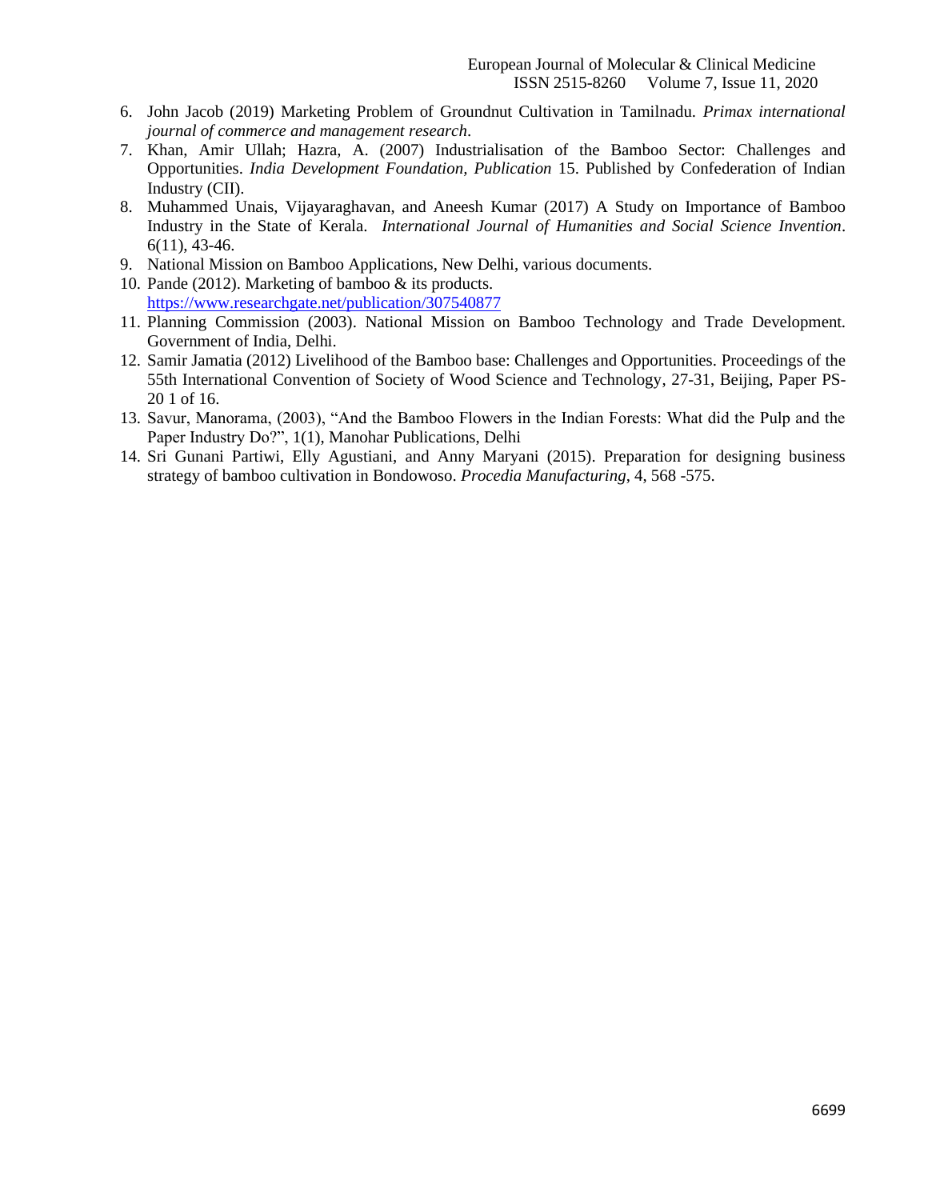6. John Jacob (2019) Marketing Problem of Groundnut Cultivation in Tamilnadu. *Primax international journal of commerce and management research*.
7. Khan, Amir Ullah; Hazra, A. (2007) Industrialisation of the Bamboo Sector: Challenges and Opportunities. *India Development Foundation, Publication* 15. Published by Confederation of Indian Industry (CII).
8. Muhammed Unais, Vijayaraghavan, and Aneesh Kumar (2017) A Study on Importance of Bamboo Industry in the State of Kerala. *International Journal of Humanities and Social Science Invention*. 6(11), 43-46.
9. National Mission on Bamboo Applications, New Delhi, various documents.
10. Pande (2012). Marketing of bamboo & its products. https://www.researchgate.net/publication/307540877
11. Planning Commission (2003). National Mission on Bamboo Technology and Trade Development. Government of India, Delhi.
12. Samir Jamatia (2012) Livelihood of the Bamboo base: Challenges and Opportunities. Proceedings of the 55th International Convention of Society of Wood Science and Technology, 27-31, Beijing, Paper PS-20 1 of 16.
13. Savur, Manorama, (2003), "And the Bamboo Flowers in the Indian Forests: What did the Pulp and the Paper Industry Do?", 1(1), Manohar Publications, Delhi
14. Sri Gunani Partiwi, Elly Agustiani, and Anny Maryani (2015). Preparation for designing business strategy of bamboo cultivation in Bondowoso. *Procedia Manufacturing*, 4, 568 -575.